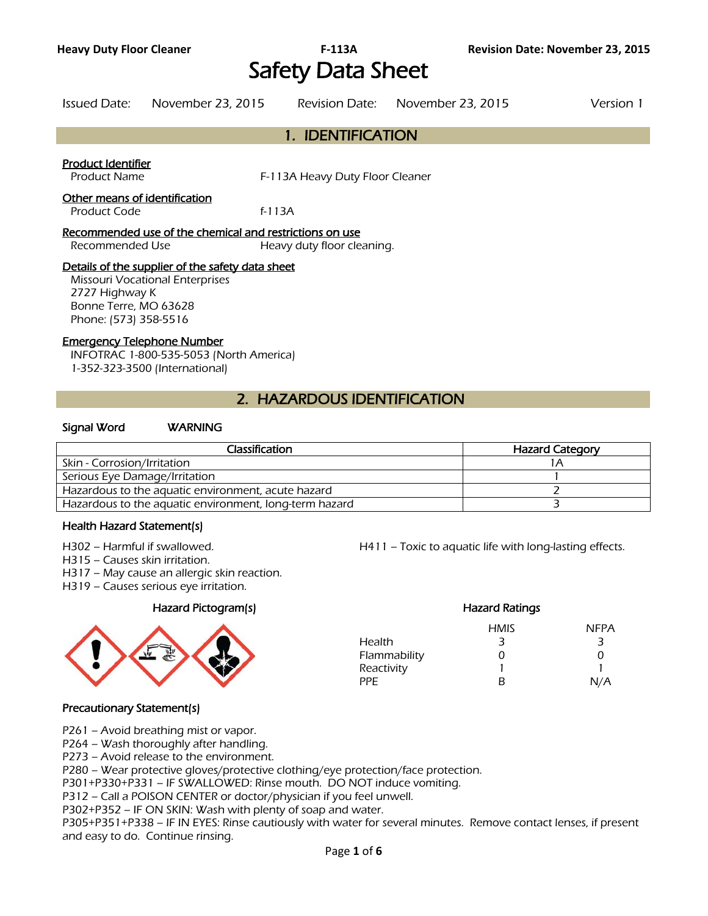# Safety Data Sheet

Issued Date: November 23, 2015 Revision Date: November 23, 2015 Version 1

## 1. IDENTIFICATION

**Product Identifier**

Product Name F-113A Heavy Duty Floor Cleaner

**Other means of identification**

Product Code f-113A

**Recommended use of the chemical and restrictions on use**

Recommended Use Heavy duty floor cleaning.

**Details of the supplier of the safety data sheet**

Missouri Vocational Enterprises
2727 Highway K
Bonne Terre, MO 63628
Phone: (573) 358-5516

**Emergency Telephone Number**

INFOTRAC 1-800-535-5053 (North America)
1-352-323-3500 (International)

## 2. HAZARDOUS IDENTIFICATION

**Signal Word** WARNING

| Classification | Hazard Category |
|---|---|
| Skin - Corrosion/Irritation | 1A |
| Serious Eye Damage/Irritation | 1 |
| Hazardous to the aquatic environment, acute hazard | 2 |
| Hazardous to the aquatic environment, long-term hazard | 3 |

### Health Hazard Statement(s)

H302 – Harmful if swallowed.
H315 – Causes skin irritation.
H317 – May cause an allergic skin reaction.
H319 – Causes serious eye irritation.
H411 – Toxic to aquatic life with long-lasting effects.

### Hazard Pictogram(s)

### Hazard Ratings

| | HMIS | NFPA |
|---|---|---|
| Health | 3 | 3 |
| Flammability | 0 | 0 |
| Reactivity | 1 | 1 |
| PPE | B | N/A |

### Precautionary Statement(s)

P261 – Avoid breathing mist or vapor.
P264 – Wash thoroughly after handling.
P273 – Avoid release to the environment.
P280 – Wear protective gloves/protective clothing/eye protection/face protection.
P301+P330+P331 – IF SWALLOWED: Rinse mouth. DO NOT induce vomiting.
P312 – Call a POISON CENTER or doctor/physician if you feel unwell.
P302+P352 – IF ON SKIN: Wash with plenty of soap and water.
P305+P351+P338 – IF IN EYES: Rinse cautiously with water for several minutes. Remove contact lenses, if present and easy to do. Continue rinsing.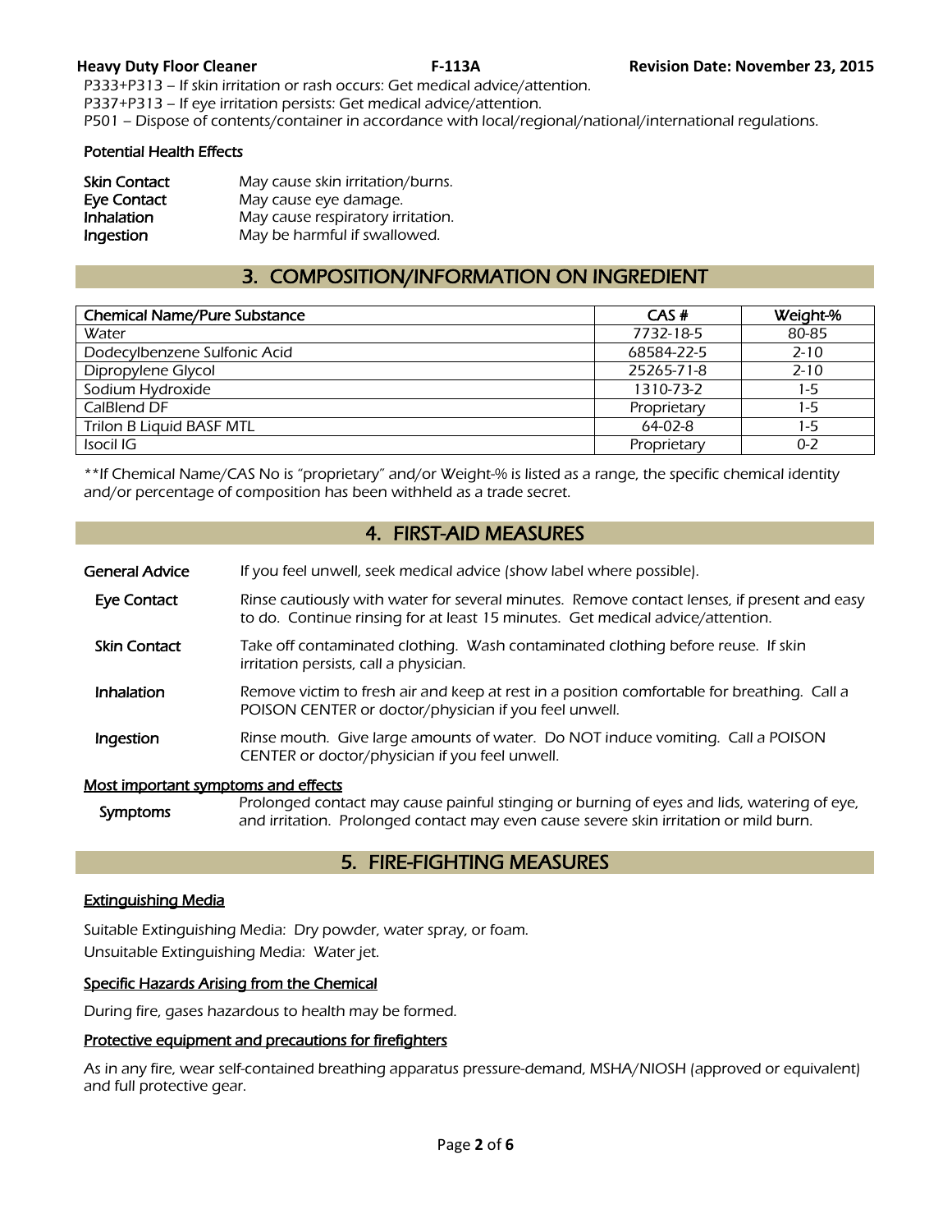P333+P313 – If skin irritation or rash occurs: Get medical advice/attention.
P337+P313 – If eye irritation persists: Get medical advice/attention.
P501 – Dispose of contents/container in accordance with local/regional/national/international regulations.

**Potential Health Effects**

| | |
|---|---|
| **Skin Contact** | May cause skin irritation/burns. |
| **Eye Contact** | May cause eye damage. |
| **Inhalation** | May cause respiratory irritation. |
| **Ingestion** | May be harmful if swallowed. |

## 3. COMPOSITION/INFORMATION ON INGREDIENT

| Chemical Name/Pure Substance | CAS # | Weight-% |
|---|---|---|
| Water | 7732-18-5 | 80-85 |
| Dodecylbenzene Sulfonic Acid | 68584-22-5 | 2-10 |
| Dipropylene Glycol | 25265-71-8 | 2-10 |
| Sodium Hydroxide | 1310-73-2 | 1-5 |
| CalBlend DF | Proprietary | 1-5 |
| Trilon B Liquid BASF MTL | 64-02-8 | 1-5 |
| Isocil IG | Proprietary | 0-2 |

**If Chemical Name/CAS No is "proprietary" and/or Weight-% is listed as a range, the specific chemical identity and/or percentage of composition has been withheld as a trade secret.

## 4. FIRST-AID MEASURES

**General Advice** If you feel unwell, seek medical advice (show label where possible).

**Eye Contact** Rinse cautiously with water for several minutes. Remove contact lenses, if present and easy to do. Continue rinsing for at least 15 minutes. Get medical advice/attention.

**Skin Contact** Take off contaminated clothing. Wash contaminated clothing before reuse. If skin irritation persists, call a physician.

**Inhalation** Remove victim to fresh air and keep at rest in a position comfortable for breathing. Call a POISON CENTER or doctor/physician if you feel unwell.

**Ingestion** Rinse mouth. Give large amounts of water. Do NOT induce vomiting. Call a POISON CENTER or doctor/physician if you feel unwell.

**Most important symptoms and effects**

**Symptoms** Prolonged contact may cause painful stinging or burning of eyes and lids, watering of eye, and irritation. Prolonged contact may even cause severe skin irritation or mild burn.

## 5. FIRE-FIGHTING MEASURES

**Extinguishing Media**

Suitable Extinguishing Media: Dry powder, water spray, or foam.
Unsuitable Extinguishing Media: Water jet.

**Specific Hazards Arising from the Chemical**

During fire, gases hazardous to health may be formed.

**Protective equipment and precautions for firefighters**

As in any fire, wear self-contained breathing apparatus pressure-demand, MSHA/NIOSH (approved or equivalent) and full protective gear.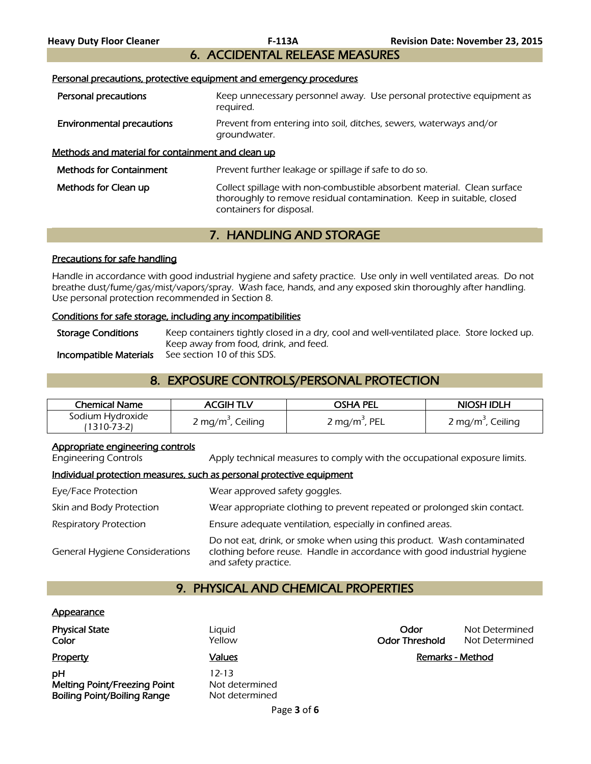## 6. ACCIDENTAL RELEASE MEASURES

### Personal precautions, protective equipment and emergency procedures

| | |
|---|---|
| **Personal precautions** | Keep unnecessary personnel away. Use personal protective equipment as required. |
| **Environmental precautions** | Prevent from entering into soil, ditches, sewers, waterways and/or groundwater. |

### Methods and material for containment and clean up

| | |
|---|---|
| **Methods for Containment** | Prevent further leakage or spillage if safe to do so. |
| **Methods for Clean up** | Collect spillage with non-combustible absorbent material. Clean surface thoroughly to remove residual contamination. Keep in suitable, closed containers for disposal. |

## 7. HANDLING AND STORAGE

### Precautions for safe handling

*Handle in accordance with good industrial hygiene and safety practice. Use only in well ventilated areas. Do not breathe dust/fume/gas/mist/vapors/spray. Wash face, hands, and any exposed skin thoroughly after handling. Use personal protection recommended in Section 8.*

### Conditions for safe storage, including any incompatibilities

| | |
|---|---|
| **Storage Conditions** | Keep containers tightly closed in a dry, cool and well-ventilated place. Store locked up. Keep away from food, drink, and feed. |
| **Incompatible Materials** | See section 10 of this SDS. |

## 8. EXPOSURE CONTROLS/PERSONAL PROTECTION

| Chemical Name | ACGIH TLV | OSHA PEL | NIOSH IDLH |
|---|---|---|---|
| Sodium Hydroxide (1310-73-2) | 2 mg/m$^3$, Ceiling | 2 mg/m$^3$, PEL | 2 mg/m$^3$, Ceiling |

### Appropriate engineering controls

| | |
|---|---|
| Engineering Controls | Apply technical measures to comply with the occupational exposure limits. |

### Individual protection measures, such as personal protective equipment

| | |
|---|---|
| Eye/Face Protection | Wear approved safety goggles. |
| Skin and Body Protection | Wear appropriate clothing to prevent repeated or prolonged skin contact. |
| Respiratory Protection | Ensure adequate ventilation, especially in confined areas. |
| General Hygiene Considerations | Do not eat, drink, or smoke when using this product. Wash contaminated clothing before reuse. Handle in accordance with good industrial hygiene and safety practice. |

## 9. PHYSICAL AND CHEMICAL PROPERTIES

### Appearance

| | | | |
|---|---|---|---|
| **Physical State** | Liquid | **Odor** | Not Determined |
| **Color** | Yellow | **Odor Threshold** | Not Determined |

| Property | Values | Remarks - Method |
|---|---|---|
| **pH** | 12-13 | |
| **Melting Point/Freezing Point** | Not determined | |
| **Boiling Point/Boiling Range** | Not determined | |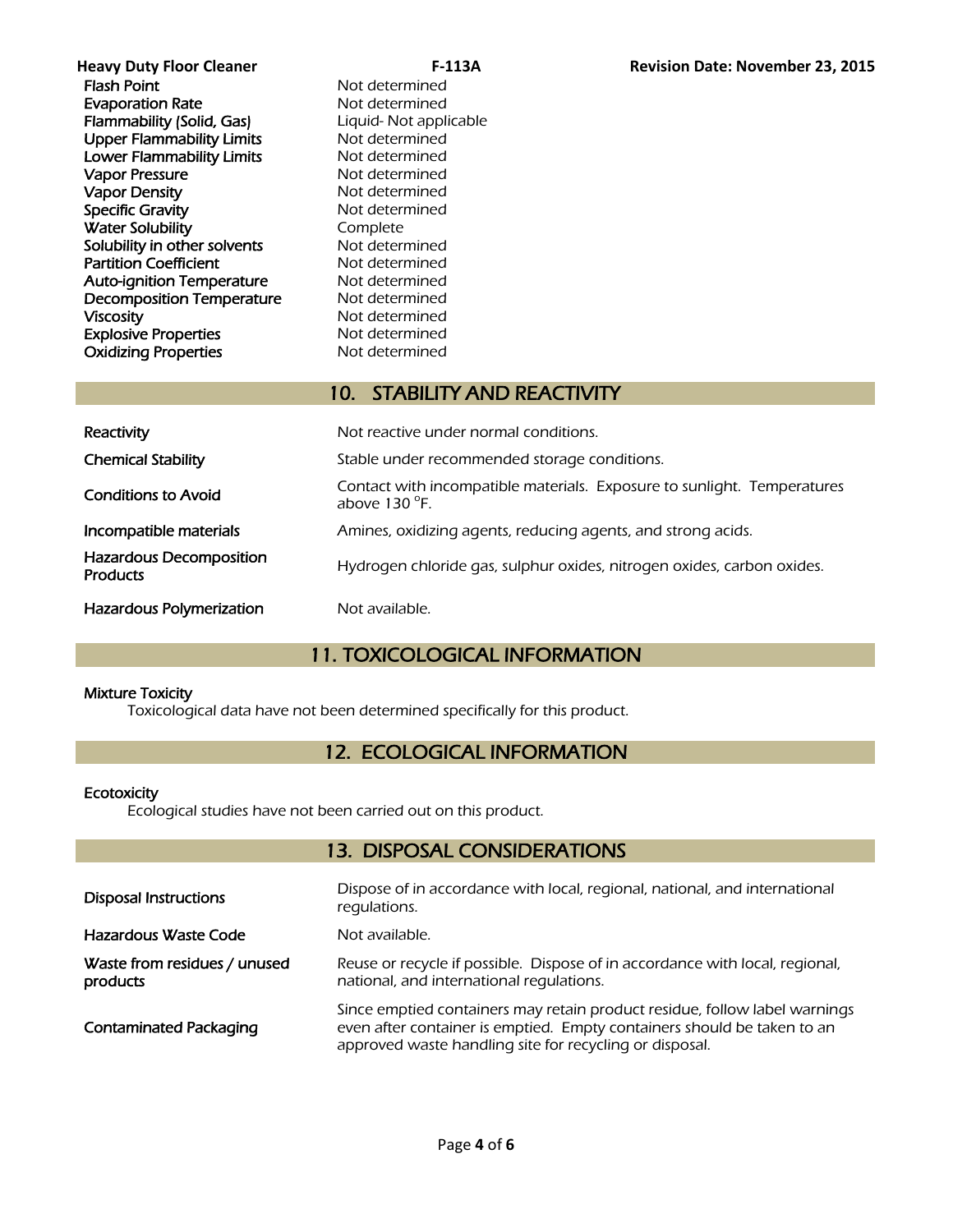| | |
|---|---|
| **Flash Point** | Not determined |
| **Evaporation Rate** | Not determined |
| **Flammability (Solid, Gas)** | Liquid- Not applicable |
| **Upper Flammability Limits** | Not determined |
| **Lower Flammability Limits** | Not determined |
| **Vapor Pressure** | Not determined |
| **Vapor Density** | Not determined |
| **Specific Gravity** | Not determined |
| **Water Solubility** | Complete |
| **Solubility in other solvents** | Not determined |
| **Partition Coefficient** | Not determined |
| **Auto-ignition Temperature** | Not determined |
| **Decomposition Temperature** | Not determined |
| **Viscosity** | Not determined |
| **Explosive Properties** | Not determined |
| **Oxidizing Properties** | Not determined |

## 10. STABILITY AND REACTIVITY

| | |
|---|---|
| **Reactivity** | Not reactive under normal conditions. |
| **Chemical Stability** | Stable under recommended storage conditions. |
| **Conditions to Avoid** | Contact with incompatible materials. Exposure to sunlight. Temperatures above 130 °F. |
| **Incompatible materials** | Amines, oxidizing agents, reducing agents, and strong acids. |
| **Hazardous Decomposition Products** | Hydrogen chloride gas, sulphur oxides, nitrogen oxides, carbon oxides. |
| **Hazardous Polymerization** | Not available. |

## 11. TOXICOLOGICAL INFORMATION

**Mixture Toxicity**

Toxicological data have not been determined specifically for this product.

## 12. ECOLOGICAL INFORMATION

**Ecotoxicity**

Ecological studies have not been carried out on this product.

## 13. DISPOSAL CONSIDERATIONS

| | |
|---|---|
| **Disposal Instructions** | Dispose of in accordance with local, regional, national, and international regulations. |
| **Hazardous Waste Code** | Not available. |
| **Waste from residues / unused products** | Reuse or recycle if possible. Dispose of in accordance with local, regional, national, and international regulations. |
| **Contaminated Packaging** | Since emptied containers may retain product residue, follow label warnings even after container is emptied. Empty containers should be taken to an approved waste handling site for recycling or disposal. |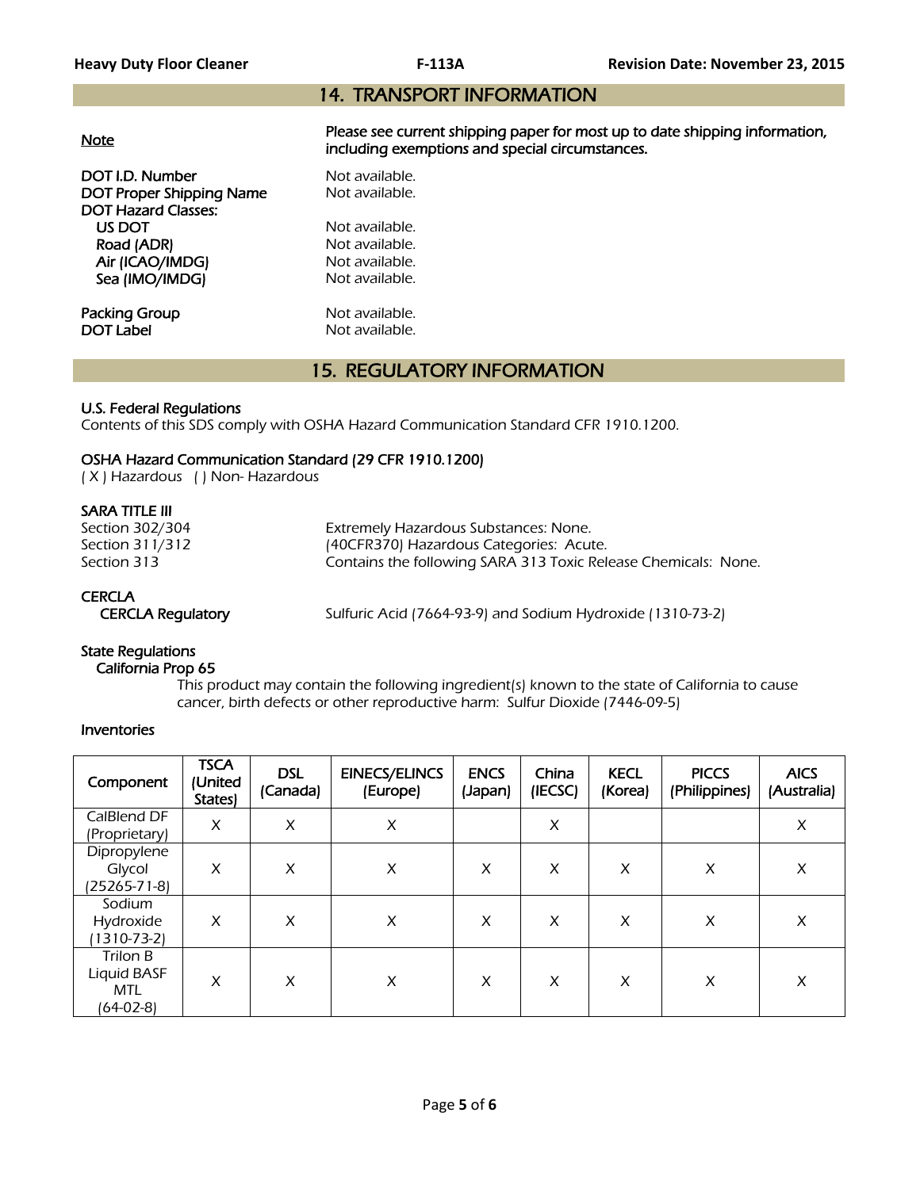## 14. TRANSPORT INFORMATION

| | |
|---|---|
| Note | Please see current shipping paper for most up to date shipping information, including exemptions and special circumstances. |
| DOT I.D. Number | Not available. |
| DOT Proper Shipping Name | Not available. |
| DOT Hazard Classes: | |
| US DOT | Not available. |
| Road (ADR) | Not available. |
| Air (ICAO/IMDG) | Not available. |
| Sea (IMO/IMDG) | Not available. |
| Packing Group | Not available. |
| DOT Label | Not available. |

## 15. REGULATORY INFORMATION

### U.S. Federal Regulations

*Contents of this SDS comply with OSHA Hazard Communication Standard CFR 1910.1200.*

### OSHA Hazard Communication Standard (29 CFR 1910.1200)

*( X ) Hazardous ( ) Non- Hazardous*

### SARA TITLE III

| | |
|---|---|
| Section 302/304 | Extremely Hazardous Substances: None. |
| Section 311/312 | (40CFR370) Hazardous Categories: Acute. |
| Section 313 | Contains the following SARA 313 Toxic Release Chemicals: None. |

### CERCLA

CERCLA Regulatory: Sulfuric Acid (7664-93-9) and Sodium Hydroxide (1310-73-2)

### State Regulations

**California Prop 65**

This product may contain the following ingredient(s) known to the state of California to cause cancer, birth defects or other reproductive harm: Sulfur Dioxide (7446-09-5)

### Inventories

| Component | TSCA (United States) | DSL (Canada) | EINECS/ELINCS (Europe) | ENCS (Japan) | China (IECSC) | KECL (Korea) | PICCS (Philippines) | AICS (Australia) |
|---|---|---|---|---|---|---|---|---|
| CalBlend DF (Proprietary) | X | X | X | | X | | | X |
| Dipropylene Glycol (25265-71-8) | X | X | X | X | X | X | X | X |
| Sodium Hydroxide (1310-73-2) | X | X | X | X | X | X | X | X |
| Trilon B Liquid BASF MTL (64-02-8) | X | X | X | X | X | X | X | X |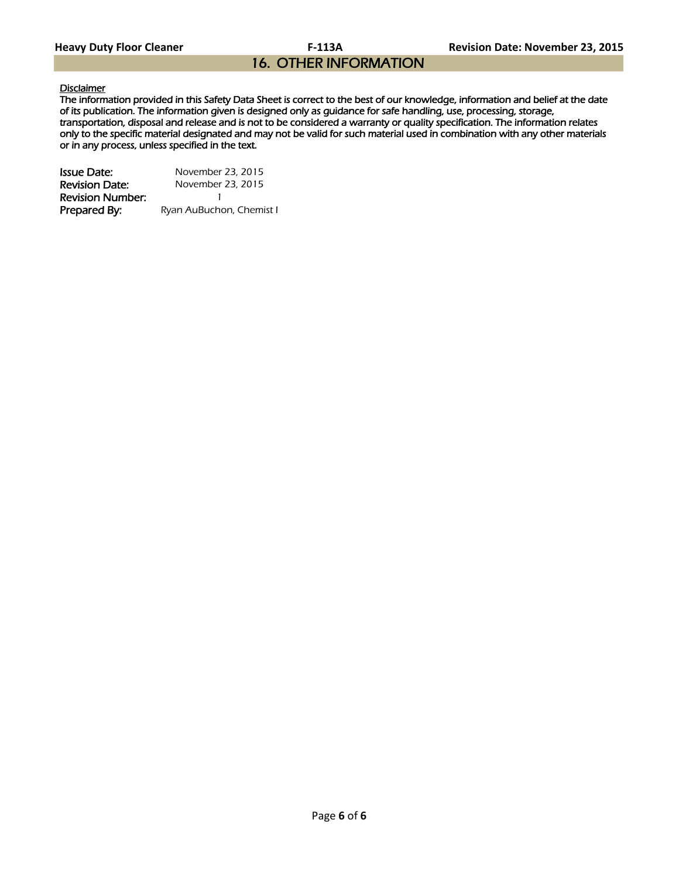## 16. OTHER INFORMATION

Disclaimer

The information provided in this Safety Data Sheet is correct to the best of our knowledge, information and belief at the date of its publication. The information given is designed only as guidance for safe handling, use, processing, storage, transportation, disposal and release and is not to be considered a warranty or quality specification. The information relates only to the specific material designated and may not be valid for such material used in combination with any other materials or in any process, unless specified in the text.

| | |
|---|---|
| **Issue Date:** | November 23, 2015 |
| **Revision Date:** | November 23, 2015 |
| **Revision Number:** | 1 |
| **Prepared By:** | Ryan AuBuchon, Chemist I |